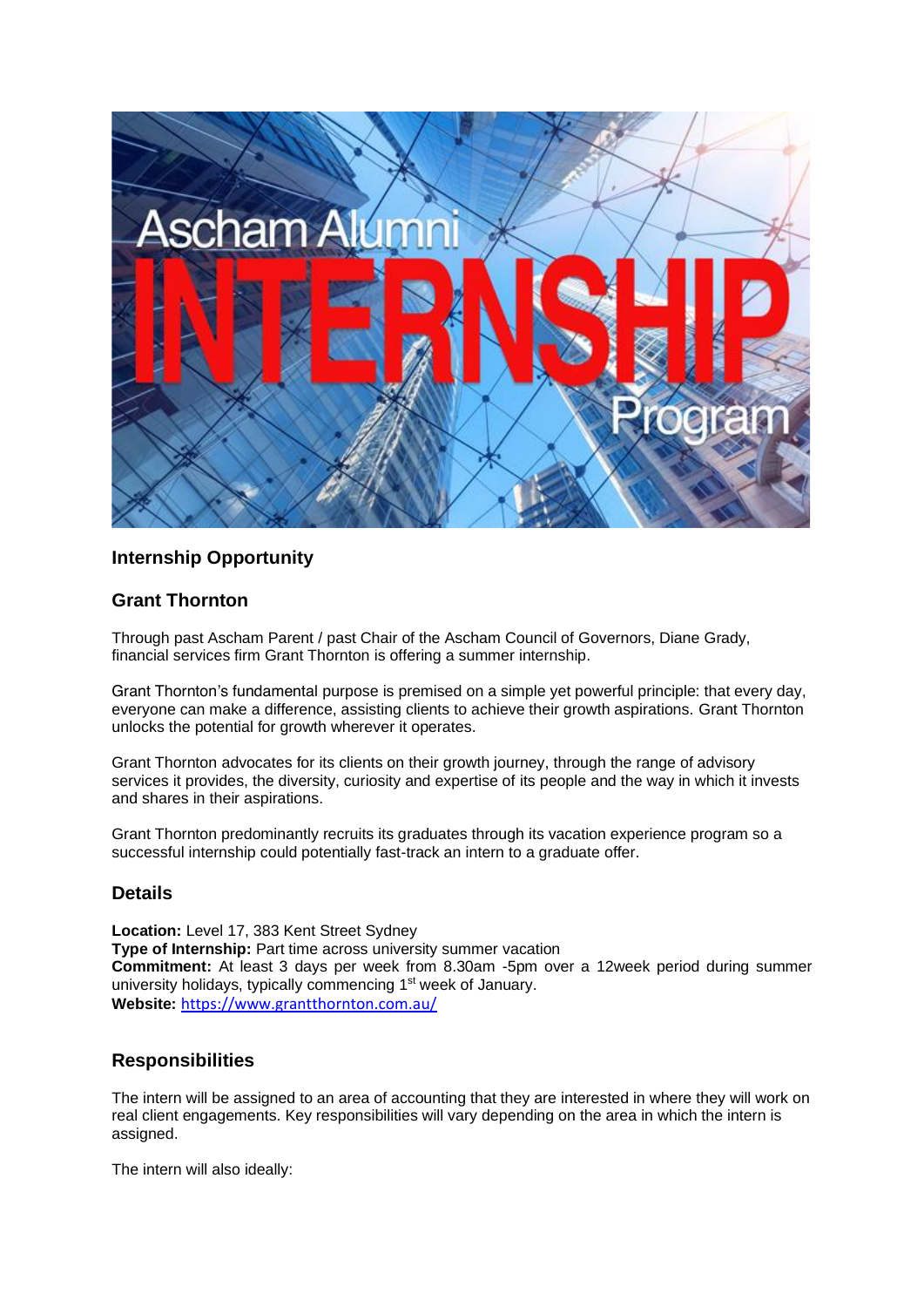## Internship Opportunity

## Grant Thornton

Through past Ascham Parent / past Chair of the Ascham Council of Governors, Diane Grady, financial services firm Grant Thornton is offering a summer internship.

Grant Thornton's fundamental purpose is premised on a simple yet powerful principle: that every day, everyone can make a difference, assisting clients to achieve their growth aspirations. Grant Thornton unlocks the potential for growth wherever it operates.

Grant Thornton advocates for its clients on their growth journey, through the range of advisory services it provides, the diversity, curiosity and expertise of its people and the way in which it invests and shares in their aspirations.

Grant Thornton predominantly recruits its graduates through its vacation experience program so a successful internship could potentially fast-track an intern to a graduate offer.

## Details

**Location:** Level 17, 383 Kent Street Sydney
**Type of Internship:** Part time across university summer vacation
**Commitment:** At least 3 days per week from 8.30am -5pm over a 12week period during summer university holidays, typically commencing 1st week of January.
**Website:** https://www.grantthornton.com.au/

## Responsibilities

The intern will be assigned to an area of accounting that they are interested in where they will work on real client engagements. Key responsibilities will vary depending on the area in which the intern is assigned.

The intern will also ideally: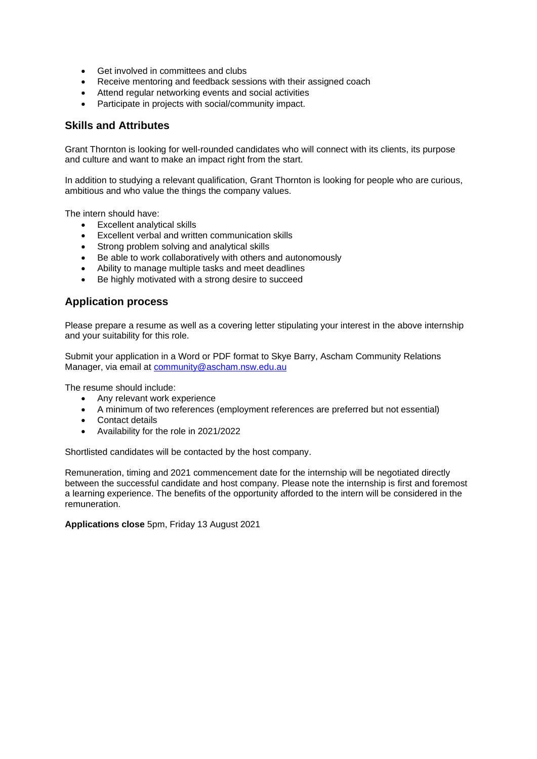- Get involved in committees and clubs
- Receive mentoring and feedback sessions with their assigned coach
- Attend regular networking events and social activities
- Participate in projects with social/community impact.

## Skills and Attributes

Grant Thornton is looking for well-rounded candidates who will connect with its clients, its purpose and culture and want to make an impact right from the start.

In addition to studying a relevant qualification, Grant Thornton is looking for people who are curious, ambitious and who value the things the company values.

The intern should have:

- Excellent analytical skills
- Excellent verbal and written communication skills
- Strong problem solving and analytical skills
- Be able to work collaboratively with others and autonomously
- Ability to manage multiple tasks and meet deadlines
- Be highly motivated with a strong desire to succeed

## Application process

Please prepare a resume as well as a covering letter stipulating your interest in the above internship and your suitability for this role.

Submit your application in a Word or PDF format to Skye Barry, Ascham Community Relations Manager, via email at community@ascham.nsw.edu.au

The resume should include:

- Any relevant work experience
- A minimum of two references (employment references are preferred but not essential)
- Contact details
- Availability for the role in 2021/2022

Shortlisted candidates will be contacted by the host company.

Remuneration, timing and 2021 commencement date for the internship will be negotiated directly between the successful candidate and host company. Please note the internship is first and foremost a learning experience. The benefits of the opportunity afforded to the intern will be considered in the remuneration.

**Applications close** 5pm, Friday 13 August 2021